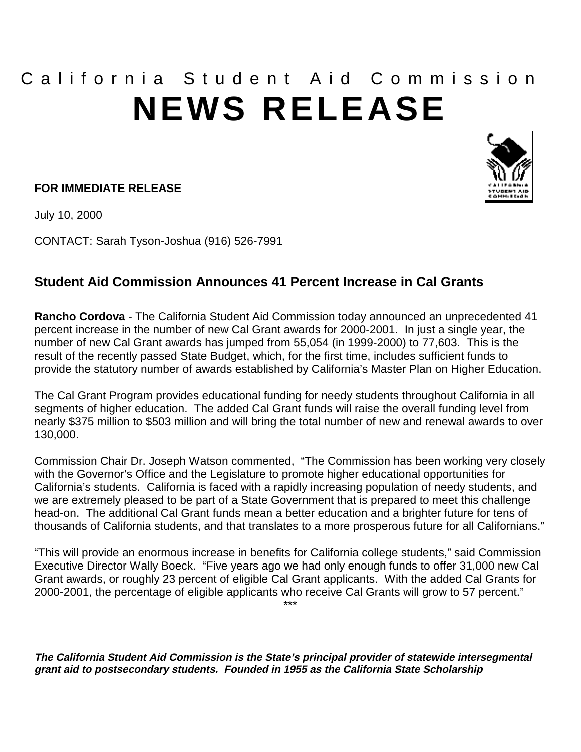California Student Aid Commission

# NEWS RELEASE

**FOR IMMEDIATE RELEASE**

July 10, 2000

CONTACT: Sarah Tyson-Joshua (916) 526-7991

## Student Aid Commission Announces 41 Percent Increase in Cal Grants

**Rancho Cordova** - The California Student Aid Commission today announced an unprecedented 41 percent increase in the number of new Cal Grant awards for 2000-2001. In just a single year, the number of new Cal Grant awards has jumped from 55,054 (in 1999-2000) to 77,603. This is the result of the recently passed State Budget, which, for the first time, includes sufficient funds to provide the statutory number of awards established by California's Master Plan on Higher Education.

The Cal Grant Program provides educational funding for needy students throughout California in all segments of higher education. The added Cal Grant funds will raise the overall funding level from nearly $375 million to $503 million and will bring the total number of new and renewal awards to over 130,000.

Commission Chair Dr. Joseph Watson commented, "The Commission has been working very closely with the Governor's Office and the Legislature to promote higher educational opportunities for California's students. California is faced with a rapidly increasing population of needy students, and we are extremely pleased to be part of a State Government that is prepared to meet this challenge head-on. The additional Cal Grant funds mean a better education and a brighter future for tens of thousands of California students, and that translates to a more prosperous future for all Californians."

"This will provide an enormous increase in benefits for California college students," said Commission Executive Director Wally Boeck. "Five years ago we had only enough funds to offer 31,000 new Cal Grant awards, or roughly 23 percent of eligible Cal Grant applicants. With the added Cal Grants for 2000-2001, the percentage of eligible applicants who receive Cal Grants will grow to 57 percent."

***

***The California Student Aid Commission is the State's principal provider of statewide intersegmental grant aid to postsecondary students. Founded in 1955 as the California State Scholarship***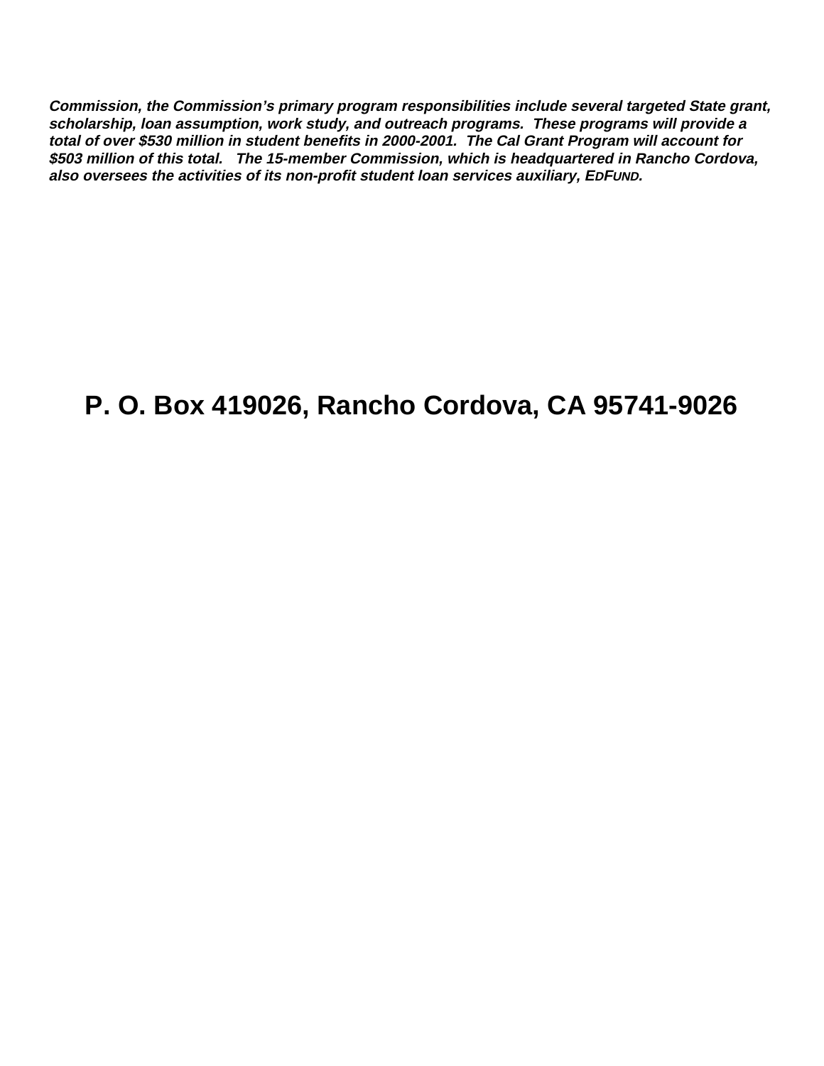***Commission, the Commission's primary program responsibilities include several targeted State grant, scholarship, loan assumption, work study, and outreach programs. These programs will provide a total of over $530 million in student benefits in 2000-2001. The Cal Grant Program will account for $503 million of this total. The 15-member Commission, which is headquartered in Rancho Cordova, also oversees the activities of its non-profit student loan services auxiliary, EDFUND.***

## P. O. Box 419026, Rancho Cordova, CA 95741-9026